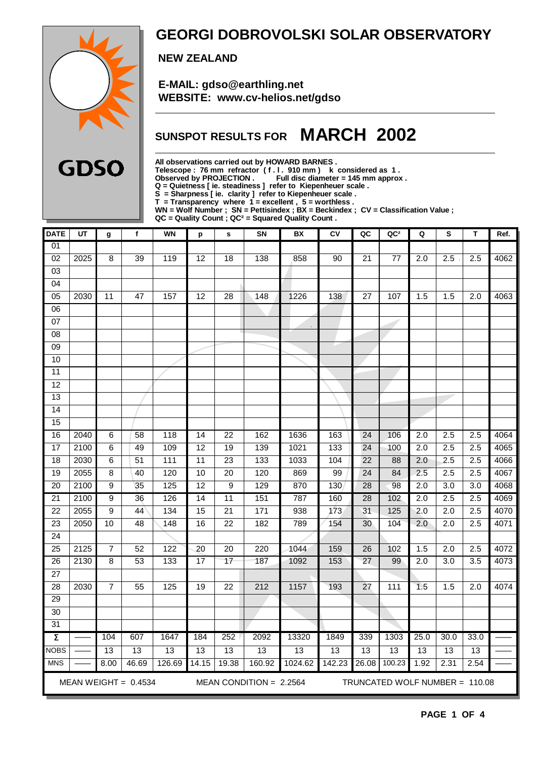# GEORGI DOBROVOLSKI SOLAR OBSERVATORY

**NEW ZEALAND**

**E-MAIL: gdso@earthling.net**
**WEBSITE: www.cv-helios.net/gdso**

GDSO

## SUNSPOT RESULTS FOR MARCH 2002

**All observations carried out by HOWARD BARNES .**
**Telescope : 76 mm refractor ( f . l . 910 mm ) k considered as 1 .**
**Observed by PROJECTION . Full disc diameter = 145 mm approx .**
**Q = Quietness [ ie. steadiness ] refer to Kiepenheuer scale .**
**S = Sharpness [ ie. clarity ] refer to Kiepenheuer scale .**
**T = Transparency where 1 = excellent , 5 = worthless .**
**WN = Wolf Number ; SN = Pettisindex ; BX = Beckindex ; CV = Classification Value ;**
**QC = Quality Count ; QC² = Squared Quality Count .**

| DATE | UT | g | f | WN | p | s | SN | BX | CV | QC | QC² | Q | S | T | Ref. |
|---|---|---|---|---|---|---|---|---|---|---|---|---|---|---|---|
| 01 | | | | | | | | | | | | | | | |
| 02 | 2025 | 8 | 39 | 119 | 12 | 18 | 138 | 858 | 90 | 21 | 77 | 2.0 | 2.5 | 2.5 | 4062 |
| 03 | | | | | | | | | | | | | | | |
| 04 | | | | | | | | | | | | | | | |
| 05 | 2030 | 11 | 47 | 157 | 12 | 28 | 148 | 1226 | 138 | 27 | 107 | 1.5 | 1.5 | 2.0 | 4063 |
| 06 | | | | | | | | | | | | | | | |
| 07 | | | | | | | | | | | | | | | |
| 08 | | | | | | | | | | | | | | | |
| 09 | | | | | | | | | | | | | | | |
| 10 | | | | | | | | | | | | | | | |
| 11 | | | | | | | | | | | | | | | |
| 12 | | | | | | | | | | | | | | | |
| 13 | | | | | | | | | | | | | | | |
| 14 | | | | | | | | | | | | | | | |
| 15 | | | | | | | | | | | | | | | |
| 16 | 2040 | 6 | 58 | 118 | 14 | 22 | 162 | 1636 | 163 | 24 | 106 | 2.0 | 2.5 | 2.5 | 4064 |
| 17 | 2100 | 6 | 49 | 109 | 12 | 19 | 139 | 1021 | 133 | 24 | 100 | 2.0 | 2.5 | 2.5 | 4065 |
| 18 | 2030 | 6 | 51 | 111 | 11 | 23 | 133 | 1033 | 104 | 22 | 88 | 2.0 | 2.5 | 2.5 | 4066 |
| 19 | 2055 | 8 | 40 | 120 | 10 | 20 | 120 | 869 | 99 | 24 | 84 | 2.5 | 2.5 | 2.5 | 4067 |
| 20 | 2100 | 9 | 35 | 125 | 12 | 9 | 129 | 870 | 130 | 28 | 98 | 2.0 | 3.0 | 3.0 | 4068 |
| 21 | 2100 | 9 | 36 | 126 | 14 | 11 | 151 | 787 | 160 | 28 | 102 | 2.0 | 2.5 | 2.5 | 4069 |
| 22 | 2055 | 9 | 44 | 134 | 15 | 21 | 171 | 938 | 173 | 31 | 125 | 2.0 | 2.0 | 2.5 | 4070 |
| 23 | 2050 | 10 | 48 | 148 | 16 | 22 | 182 | 789 | 154 | 30 | 104 | 2.0 | 2.0 | 2.5 | 4071 |
| 24 | | | | | | | | | | | | | | | |
| 25 | 2125 | 7 | 52 | 122 | 20 | 20 | 220 | 1044 | 159 | 26 | 102 | 1.5 | 2.0 | 2.5 | 4072 |
| 26 | 2130 | 8 | 53 | 133 | 17 | 17 | 187 | 1092 | 153 | 27 | 99 | 2.0 | 3.0 | 3.5 | 4073 |
| 27 | | | | | | | | | | | | | | | |
| 28 | 2030 | 7 | 55 | 125 | 19 | 22 | 212 | 1157 | 193 | 27 | 111 | 1.5 | 1.5 | 2.0 | 4074 |
| 29 | | | | | | | | | | | | | | | |
| 30 | | | | | | | | | | | | | | | |
| 31 | | | | | | | | | | | | | | | |
| Σ | —— | 104 | 607 | 1647 | 184 | 252 | 2092 | 13320 | 1849 | 339 | 1303 | 25.0 | 30.0 | 33.0 | —— |
| NOBS | —— | 13 | 13 | 13 | 13 | 13 | 13 | 13 | 13 | 13 | 13 | 13 | 13 | 13 | —— |
| MNS | —— | 8.00 | 46.69 | 126.69 | 14.15 | 19.38 | 160.92 | 1024.62 | 142.23 | 26.08 | 100.23 | 1.92 | 2.31 | 2.54 | —— |

MEAN WEIGHT = 0.4534 MEAN CONDITION = 2.2564 TRUNCATED WOLF NUMBER = 110.08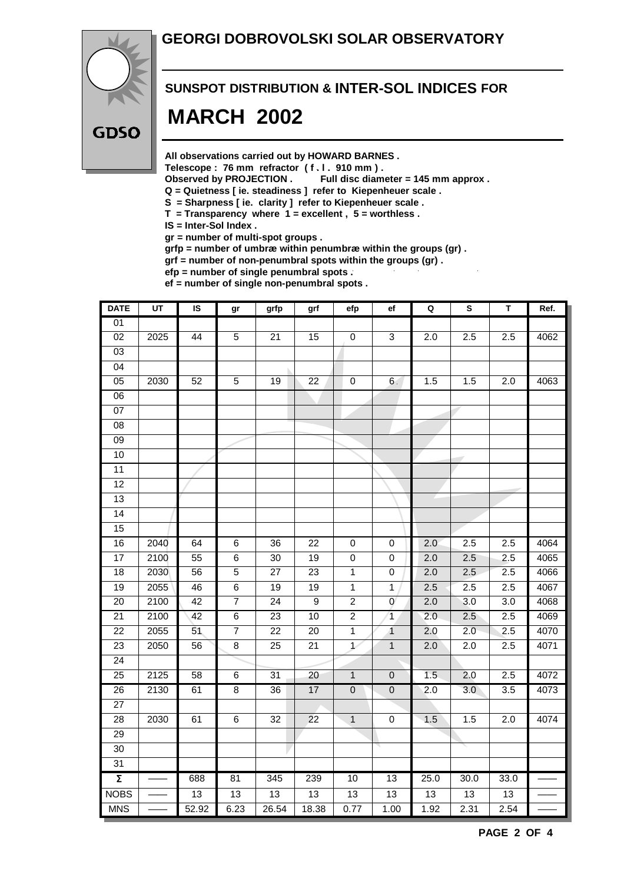# GEORGI DOBROVOLSKI SOLAR OBSERVATORY

GDSO

## SUNSPOT DISTRIBUTION & INTER-SOL INDICES FOR

# MARCH 2002

**All observations carried out by HOWARD BARNES .**
**Telescope : 76 mm refractor ( f . l . 910 mm ) .**
**Observed by PROJECTION . Full disc diameter = 145 mm approx .**
**Q = Quietness [ ie. steadiness ] refer to Kiepenheuer scale .**
**S = Sharpness [ ie. clarity ] refer to Kiepenheuer scale .**
**T = Transparency where 1 = excellent , 5 = worthless .**
**IS = Inter-Sol Index .**
**gr = number of multi-spot groups .**
**grfp = number of umbræ within penumbræ within the groups (gr) .**
**grf = number of non-penumbral spots within the groups (gr) .**
**efp = number of single penumbral spots .**
**ef = number of single non-penumbral spots .**

| DATE | UT | IS | gr | grfp | grf | efp | ef | Q | S | T | Ref. |
|---|---|---|---|---|---|---|---|---|---|---|---|
| 01 | | | | | | | | | | | |
| 02 | 2025 | 44 | 5 | 21 | 15 | 0 | 3 | 2.0 | 2.5 | 2.5 | 4062 |
| 03 | | | | | | | | | | | |
| 04 | | | | | | | | | | | |
| 05 | 2030 | 52 | 5 | 19 | 22 | 0 | 6 | 1.5 | 1.5 | 2.0 | 4063 |
| 06 | | | | | | | | | | | |
| 07 | | | | | | | | | | | |
| 08 | | | | | | | | | | | |
| 09 | | | | | | | | | | | |
| 10 | | | | | | | | | | | |
| 11 | | | | | | | | | | | |
| 12 | | | | | | | | | | | |
| 13 | | | | | | | | | | | |
| 14 | | | | | | | | | | | |
| 15 | | | | | | | | | | | |
| 16 | 2040 | 64 | 6 | 36 | 22 | 0 | 0 | 2.0 | 2.5 | 2.5 | 4064 |
| 17 | 2100 | 55 | 6 | 30 | 19 | 0 | 0 | 2.0 | 2.5 | 2.5 | 4065 |
| 18 | 2030 | 56 | 5 | 27 | 23 | 1 | 0 | 2.0 | 2.5 | 2.5 | 4066 |
| 19 | 2055 | 46 | 6 | 19 | 19 | 1 | 1 | 2.5 | 2.5 | 2.5 | 4067 |
| 20 | 2100 | 42 | 7 | 24 | 9 | 2 | 0 | 2.0 | 3.0 | 3.0 | 4068 |
| 21 | 2100 | 42 | 6 | 23 | 10 | 2 | 1 | 2.0 | 2.5 | 2.5 | 4069 |
| 22 | 2055 | 51 | 7 | 22 | 20 | 1 | 1 | 2.0 | 2.0 | 2.5 | 4070 |
| 23 | 2050 | 56 | 8 | 25 | 21 | 1 | 1 | 2.0 | 2.0 | 2.5 | 4071 |
| 24 | | | | | | | | | | | |
| 25 | 2125 | 58 | 6 | 31 | 20 | 1 | 0 | 1.5 | 2.0 | 2.5 | 4072 |
| 26 | 2130 | 61 | 8 | 36 | 17 | 0 | 0 | 2.0 | 3.0 | 3.5 | 4073 |
| 27 | | | | | | | | | | | |
| 28 | 2030 | 61 | 6 | 32 | 22 | 1 | 0 | 1.5 | 1.5 | 2.0 | 4074 |
| 29 | | | | | | | | | | | |
| 30 | | | | | | | | | | | |
| 31 | | | | | | | | | | | |
| Σ | —— | 688 | 81 | 345 | 239 | 10 | 13 | 25.0 | 30.0 | 33.0 | —— |
| NOBS | —— | 13 | 13 | 13 | 13 | 13 | 13 | 13 | 13 | 13 | —— |
| MNS | —— | 52.92 | 6.23 | 26.54 | 18.38 | 0.77 | 1.00 | 1.92 | 2.31 | 2.54 | —— |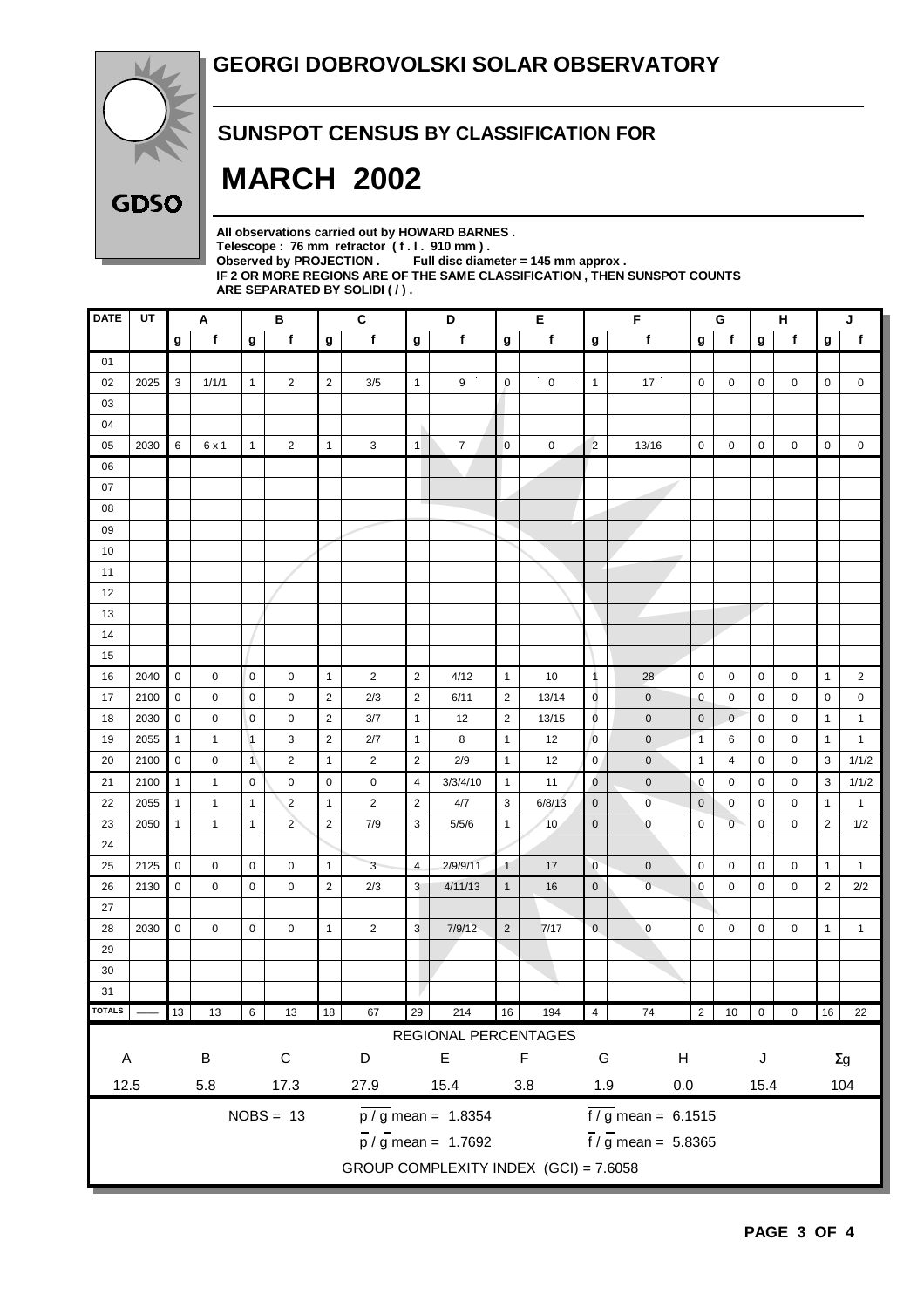# GEORGI DOBROVOLSKI SOLAR OBSERVATORY

GDSO

## SUNSPOT CENSUS BY CLASSIFICATION FOR

# MARCH 2002

**All observations carried out by HOWARD BARNES .**
**Telescope : 76 mm refractor ( f . l . 910 mm ) .**
**Observed by PROJECTION . Full disc diameter = 145 mm approx .**
**IF 2 OR MORE REGIONS ARE OF THE SAME CLASSIFICATION , THEN SUNSPOT COUNTS ARE SEPARATED BY SOLIDI ( / ) .**

| DATE | UT | A | | B | | C | | D | | E | | F | | G | | H | | J | |
|---|---|---|---|---|---|---|---|---|---|---|---|---|---|---|---|---|---|---|---|
| | | g | f | g | f | g | f | g | f | g | f | g | f | g | f | g | f | g | f |
| 01 | | | | | | | | | | | | | | | | | | | |
| 02 | 2025 | 3 | 1/1/1 | 1 | 2 | 2 | 3/5 | 1 | 9 | 0 | 0 | 1 | 17 | 0 | 0 | 0 | 0 | 0 | 0 |
| 03 | | | | | | | | | | | | | | | | | | | |
| 04 | | | | | | | | | | | | | | | | | | | |
| 05 | 2030 | 6 | 6 x 1 | 1 | 2 | 1 | 3 | 1 | 7 | 0 | 0 | 2 | 13/16 | 0 | 0 | 0 | 0 | 0 | 0 |
| 06 | | | | | | | | | | | | | | | | | | | |
| 07 | | | | | | | | | | | | | | | | | | | |
| 08 | | | | | | | | | | | | | | | | | | | |
| 09 | | | | | | | | | | | | | | | | | | | |
| 10 | | | | | | | | | | | | | | | | | | | |
| 11 | | | | | | | | | | | | | | | | | | | |
| 12 | | | | | | | | | | | | | | | | | | | |
| 13 | | | | | | | | | | | | | | | | | | | |
| 14 | | | | | | | | | | | | | | | | | | | |
| 15 | | | | | | | | | | | | | | | | | | | |
| 16 | 2040 | 0 | 0 | 0 | 0 | 1 | 2 | 2 | 4/12 | 1 | 10 | 1 | 28 | 0 | 0 | 0 | 0 | 1 | 2 |
| 17 | 2100 | 0 | 0 | 0 | 0 | 2 | 2/3 | 2 | 6/11 | 2 | 13/14 | 0 | 0 | 0 | 0 | 0 | 0 | 0 | 0 |
| 18 | 2030 | 0 | 0 | 0 | 0 | 2 | 3/7 | 1 | 12 | 2 | 13/15 | 0 | 0 | 0 | 0 | 0 | 0 | 1 | 1 |
| 19 | 2055 | 1 | 1 | 1 | 3 | 2 | 2/7 | 1 | 8 | 1 | 12 | 0 | 0 | 1 | 6 | 0 | 0 | 1 | 1 |
| 20 | 2100 | 0 | 0 | 1 | 2 | 1 | 2 | 2 | 2/9 | 1 | 12 | 0 | 0 | 1 | 4 | 0 | 0 | 3 | 1/1/2 |
| 21 | 2100 | 1 | 1 | 0 | 0 | 0 | 0 | 4 | 3/3/4/10 | 1 | 11 | 0 | 0 | 0 | 0 | 0 | 0 | 3 | 1/1/2 |
| 22 | 2055 | 1 | 1 | 1 | 2 | 1 | 2 | 2 | 4/7 | 3 | 6/8/13 | 0 | 0 | 0 | 0 | 0 | 0 | 1 | 1 |
| 23 | 2050 | 1 | 1 | 1 | 2 | 2 | 7/9 | 3 | 5/5/6 | 1 | 10 | 0 | 0 | 0 | 0 | 0 | 0 | 2 | 1/2 |
| 24 | | | | | | | | | | | | | | | | | | | |
| 25 | 2125 | 0 | 0 | 0 | 0 | 1 | 3 | 4 | 2/9/9/11 | 1 | 17 | 0 | 0 | 0 | 0 | 0 | 0 | 1 | 1 |
| 26 | 2130 | 0 | 0 | 0 | 0 | 2 | 2/3 | 3 | 4/11/13 | 1 | 16 | 0 | 0 | 0 | 0 | 0 | 0 | 2 | 2/2 |
| 27 | | | | | | | | | | | | | | | | | | | |
| 28 | 2030 | 0 | 0 | 0 | 0 | 1 | 2 | 3 | 7/9/12 | 2 | 7/17 | 0 | 0 | 0 | 0 | 0 | 0 | 1 | 1 |
| 29 | | | | | | | | | | | | | | | | | | | |
| 30 | | | | | | | | | | | | | | | | | | | |
| 31 | | | | | | | | | | | | | | | | | | | |
| TOTALS | —— | 13 | 13 | 6 | 13 | 18 | 67 | 29 | 214 | 16 | 194 | 4 | 74 | 2 | 10 | 0 | 0 | 16 | 22 |

REGIONAL PERCENTAGES

| A | B | C | D | E | F | G | H | J | Σg |
|---|---|---|---|---|---|---|---|---|---|
| 12.5 | 5.8 | 17.3 | 27.9 | 15.4 | 3.8 | 1.9 | 0.0 | 15.4 | 104 |

NOBS = 13 $\overline{p} / \overline{g}$ mean = 1.8354 $\overline{f} / \overline{g}$ mean = 6.1515

$\overline{p} / \overline{g}$ mean = 1.7692 $\overline{f} / \overline{g}$ mean = 5.8365

GROUP COMPLEXITY INDEX (GCI) = 7.6058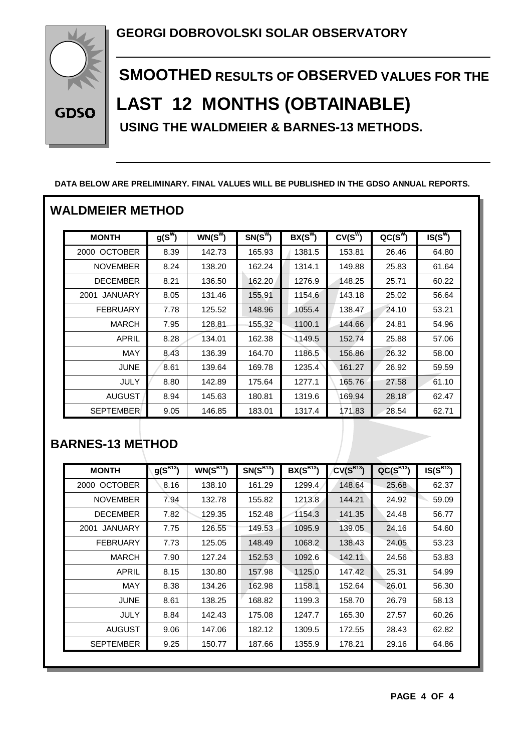## GEORGI DOBROVOLSKI SOLAR OBSERVATORY

GDSO

# SMOOTHED RESULTS OF OBSERVED VALUES FOR THE LAST 12 MONTHS (OBTAINABLE)

### USING THE WALDMEIER & BARNES-13 METHODS.

**DATA BELOW ARE PRELIMINARY. FINAL VALUES WILL BE PUBLISHED IN THE GDSO ANNUAL REPORTS.**

## WALDMEIER METHOD

| MONTH | $g(S^W)$ | $WN(S^W)$ | $SN(S^W)$ | $BX(S^W)$ | $CV(S^W)$ | $QC(S^W)$ | $IS(S^W)$ |
|---|---|---|---|---|---|---|---|
| 2000 OCTOBER | 8.39 | 142.73 | 165.93 | 1381.5 | 153.81 | 26.46 | 64.80 |
| NOVEMBER | 8.24 | 138.20 | 162.24 | 1314.1 | 149.88 | 25.83 | 61.64 |
| DECEMBER | 8.21 | 136.50 | 162.20 | 1276.9 | 148.25 | 25.71 | 60.22 |
| 2001 JANUARY | 8.05 | 131.46 | 155.91 | 1154.6 | 143.18 | 25.02 | 56.64 |
| FEBRUARY | 7.78 | 125.52 | 148.96 | 1055.4 | 138.47 | 24.10 | 53.21 |
| MARCH | 7.95 | 128.81 | 155.32 | 1100.1 | 144.66 | 24.81 | 54.96 |
| APRIL | 8.28 | 134.01 | 162.38 | 1149.5 | 152.74 | 25.88 | 57.06 |
| MAY | 8.43 | 136.39 | 164.70 | 1186.5 | 156.86 | 26.32 | 58.00 |
| JUNE | 8.61 | 139.64 | 169.78 | 1235.4 | 161.27 | 26.92 | 59.59 |
| JULY | 8.80 | 142.89 | 175.64 | 1277.1 | 165.76 | 27.58 | 61.10 |
| AUGUST | 8.94 | 145.63 | 180.81 | 1319.6 | 169.94 | 28.18 | 62.47 |
| SEPTEMBER | 9.05 | 146.85 | 183.01 | 1317.4 | 171.83 | 28.54 | 62.71 |

## BARNES-13 METHOD

| MONTH | $g(S^{B13})$ | $WN(S^{B13})$ | $SN(S^{B13})$ | $BX(S^{B13})$ | $CV(S^{B13})$ | $QC(S^{B13})$ | $IS(S^{B13})$ |
|---|---|---|---|---|---|---|---|
| 2000 OCTOBER | 8.16 | 138.10 | 161.29 | 1299.4 | 148.64 | 25.68 | 62.37 |
| NOVEMBER | 7.94 | 132.78 | 155.82 | 1213.8 | 144.21 | 24.92 | 59.09 |
| DECEMBER | 7.82 | 129.35 | 152.48 | 1154.3 | 141.35 | 24.48 | 56.77 |
| 2001 JANUARY | 7.75 | 126.55 | 149.53 | 1095.9 | 139.05 | 24.16 | 54.60 |
| FEBRUARY | 7.73 | 125.05 | 148.49 | 1068.2 | 138.43 | 24.05 | 53.23 |
| MARCH | 7.90 | 127.24 | 152.53 | 1092.6 | 142.11 | 24.56 | 53.83 |
| APRIL | 8.15 | 130.80 | 157.98 | 1125.0 | 147.42 | 25.31 | 54.99 |
| MAY | 8.38 | 134.26 | 162.98 | 1158.1 | 152.64 | 26.01 | 56.30 |
| JUNE | 8.61 | 138.25 | 168.82 | 1199.3 | 158.70 | 26.79 | 58.13 |
| JULY | 8.84 | 142.43 | 175.08 | 1247.7 | 165.30 | 27.57 | 60.26 |
| AUGUST | 9.06 | 147.06 | 182.12 | 1309.5 | 172.55 | 28.43 | 62.82 |
| SEPTEMBER | 9.25 | 150.77 | 187.66 | 1355.9 | 178.21 | 29.16 | 64.86 |